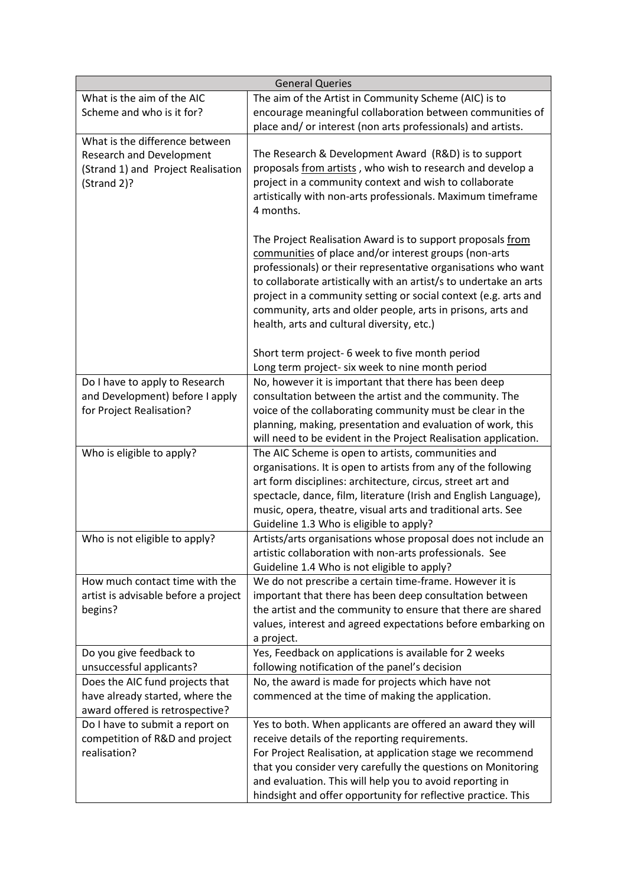| General Queries | |
|---|---|
| What is the aim of the AIC Scheme and who is it for? | The aim of the Artist in Community Scheme (AIC) is to encourage meaningful collaboration between communities of place and/ or interest (non arts professionals) and artists. |
| What is the difference between Research and Development (Strand 1) and Project Realisation (Strand 2)? | The Research & Development Award (R&D) is to support proposals from artists , who wish to research and develop a project in a community context and wish to collaborate artistically with non-arts professionals. Maximum timeframe 4 months.<br><br>The Project Realisation Award is to support proposals from communities of place and/or interest groups (non-arts professionals) or their representative organisations who want to collaborate artistically with an artist/s to undertake an arts project in a community setting or social context (e.g. arts and community, arts and older people, arts in prisons, arts and health, arts and cultural diversity, etc.)<br><br>Short term project- 6 week to five month period<br>Long term project- six week to nine month period |
| Do I have to apply to Research and Development) before I apply for Project Realisation? | No, however it is important that there has been deep consultation between the artist and the community. The voice of the collaborating community must be clear in the planning, making, presentation and evaluation of work, this will need to be evident in the Project Realisation application. |
| Who is eligible to apply? | The AIC Scheme is open to artists, communities and organisations. It is open to artists from any of the following art form disciplines: architecture, circus, street art and spectacle, dance, film, literature (Irish and English Language), music, opera, theatre, visual arts and traditional arts. See Guideline 1.3 Who is eligible to apply? |
| Who is not eligible to apply? | Artists/arts organisations whose proposal does not include an artistic collaboration with non-arts professionals. See Guideline 1.4 Who is not eligible to apply? |
| How much contact time with the artist is advisable before a project begins? | We do not prescribe a certain time-frame. However it is important that there has been deep consultation between the artist and the community to ensure that there are shared values, interest and agreed expectations before embarking on a project. |
| Do you give feedback to unsuccessful applicants? | Yes, Feedback on applications is available for 2 weeks following notification of the panel's decision |
| Does the AIC fund projects that have already started, where the award offered is retrospective? | No, the award is made for projects which have not commenced at the time of making the application. |
| Do I have to submit a report on competition of R&D and project realisation? | Yes to both. When applicants are offered an award they will receive details of the reporting requirements.<br>For Project Realisation, at application stage we recommend that you consider very carefully the questions on Monitoring and evaluation. This will help you to avoid reporting in hindsight and offer opportunity for reflective practice. This |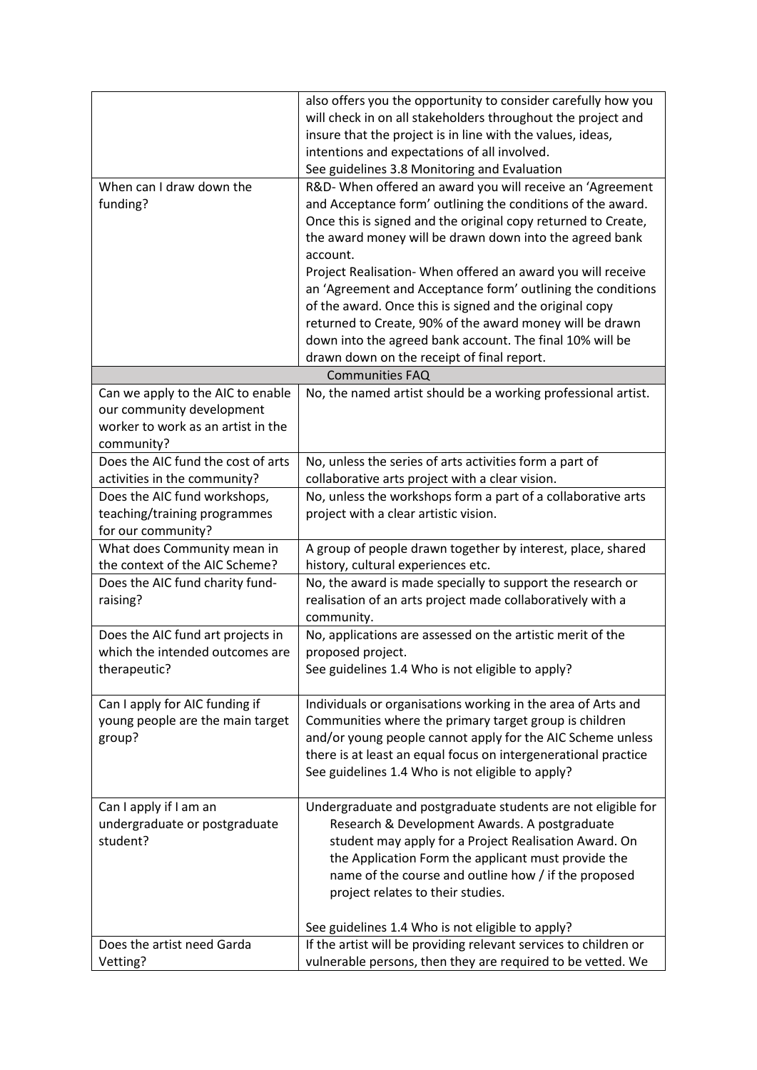| | |
|---|---|
| | also offers you the opportunity to consider carefully how you will check in on all stakeholders throughout the project and insure that the project is in line with the values, ideas, intentions and expectations of all involved.<br>See guidelines 3.8 Monitoring and Evaluation |
| When can I draw down the funding? | R&D- When offered an award you will receive an 'Agreement and Acceptance form' outlining the conditions of the award. Once this is signed and the original copy returned to Create, the award money will be drawn down into the agreed bank account.<br>Project Realisation- When offered an award you will receive an 'Agreement and Acceptance form' outlining the conditions of the award. Once this is signed and the original copy returned to Create, 90% of the award money will be drawn down into the agreed bank account. The final 10% will be drawn down on the receipt of final report. |
| **Communities FAQ** | |
| Can we apply to the AIC to enable our community development worker to work as an artist in the community? | No, the named artist should be a working professional artist. |
| Does the AIC fund the cost of arts activities in the community? | No, unless the series of arts activities form a part of collaborative arts project with a clear vision. |
| Does the AIC fund workshops, teaching/training programmes for our community? | No, unless the workshops form a part of a collaborative arts project with a clear artistic vision. |
| What does Community mean in the context of the AIC Scheme? | A group of people drawn together by interest, place, shared history, cultural experiences etc. |
| Does the AIC fund charity fund-raising? | No, the award is made specially to support the research or realisation of an arts project made collaboratively with a community. |
| Does the AIC fund art projects in which the intended outcomes are therapeutic? | No, applications are assessed on the artistic merit of the proposed project.<br>See guidelines 1.4 Who is not eligible to apply? |
| Can I apply for AIC funding if young people are the main target group? | Individuals or organisations working in the area of Arts and Communities where the primary target group is children and/or young people cannot apply for the AIC Scheme unless there is at least an equal focus on intergenerational practice<br>See guidelines 1.4 Who is not eligible to apply? |
| Can I apply if I am an undergraduate or postgraduate student? | Undergraduate and postgraduate students are not eligible for Research & Development Awards. A postgraduate student may apply for a Project Realisation Award. On the Application Form the applicant must provide the name of the course and outline how / if the proposed project relates to their studies.<br><br>See guidelines 1.4 Who is not eligible to apply? |
| Does the artist need Garda Vetting? | If the artist will be providing relevant services to children or vulnerable persons, then they are required to be vetted. We |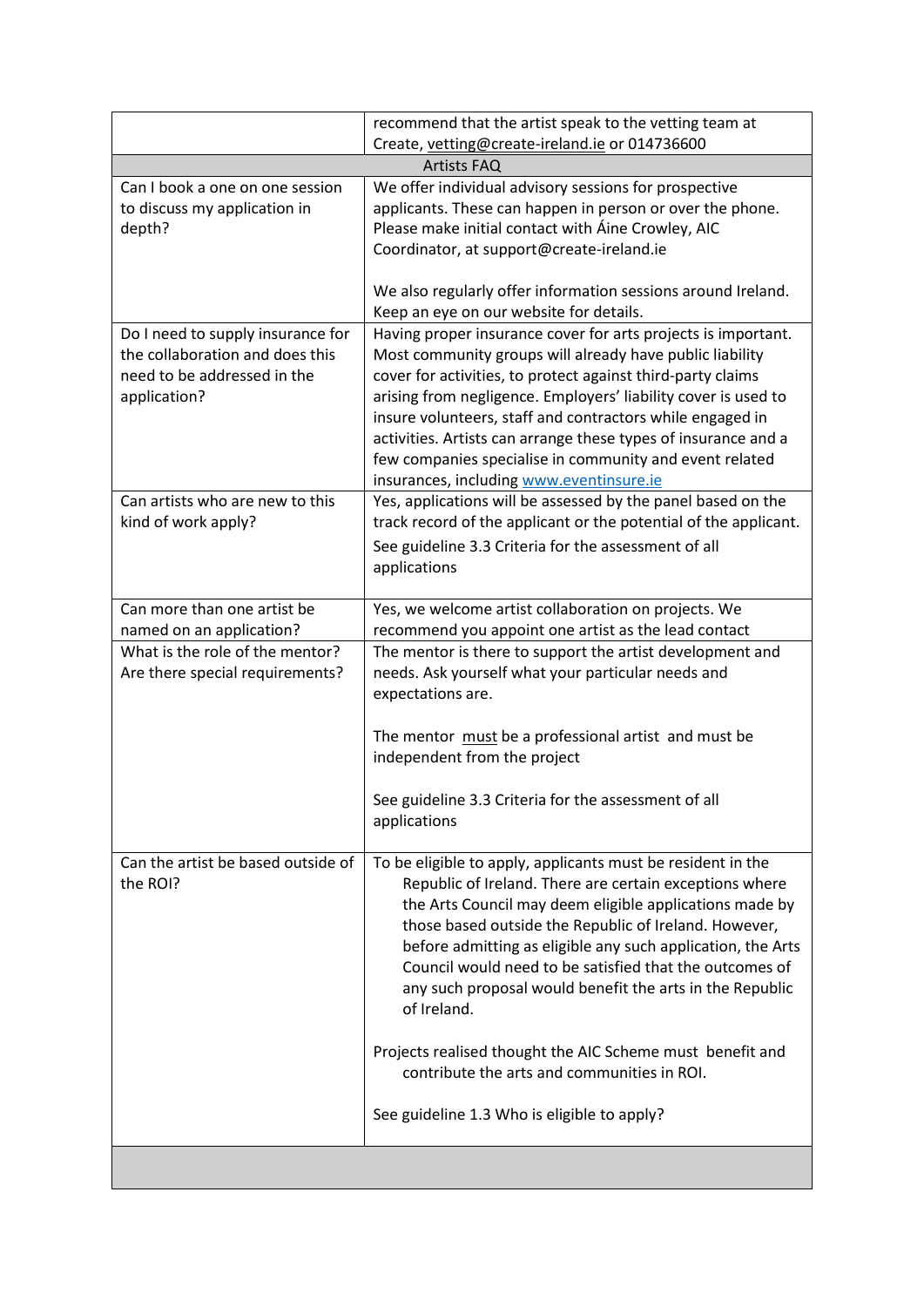| | |
|---|---|
| | recommend that the artist speak to the vetting team at Create, vetting@create-ireland.ie or 014736600 |
| **Artists FAQ** | |
| Can I book a one on one session to discuss my application in depth? | We offer individual advisory sessions for prospective applicants. These can happen in person or over the phone. Please make initial contact with Áine Crowley, AIC Coordinator, at support@create-ireland.ie<br><br>We also regularly offer information sessions around Ireland. Keep an eye on our website for details. |
| Do I need to supply insurance for the collaboration and does this need to be addressed in the application? | Having proper insurance cover for arts projects is important. Most community groups will already have public liability cover for activities, to protect against third-party claims arising from negligence. Employers' liability cover is used to insure volunteers, staff and contractors while engaged in activities. Artists can arrange these types of insurance and a few companies specialise in community and event related insurances, including [www.eventinsure.ie](http://www.eventinsure.ie) |
| Can artists who are new to this kind of work apply? | Yes, applications will be assessed by the panel based on the track record of the applicant or the potential of the applicant.<br><br>See guideline 3.3 Criteria for the assessment of all applications |
| Can more than one artist be named on an application? | Yes, we welcome artist collaboration on projects. We recommend you appoint one artist as the lead contact |
| What is the role of the mentor? Are there special requirements? | The mentor is there to support the artist development and needs. Ask yourself what your particular needs and expectations are.<br><br>The mentor <u>must</u> be a professional artist and must be independent from the project<br><br>See guideline 3.3 Criteria for the assessment of all applications |
| Can the artist be based outside of the ROI? | To be eligible to apply, applicants must be resident in the Republic of Ireland. There are certain exceptions where the Arts Council may deem eligible applications made by those based outside the Republic of Ireland. However, before admitting as eligible any such application, the Arts Council would need to be satisfied that the outcomes of any such proposal would benefit the arts in the Republic of Ireland.<br><br>Projects realised thought the AIC Scheme must benefit and contribute the arts and communities in ROI.<br><br>See guideline 1.3 Who is eligible to apply? |
| | |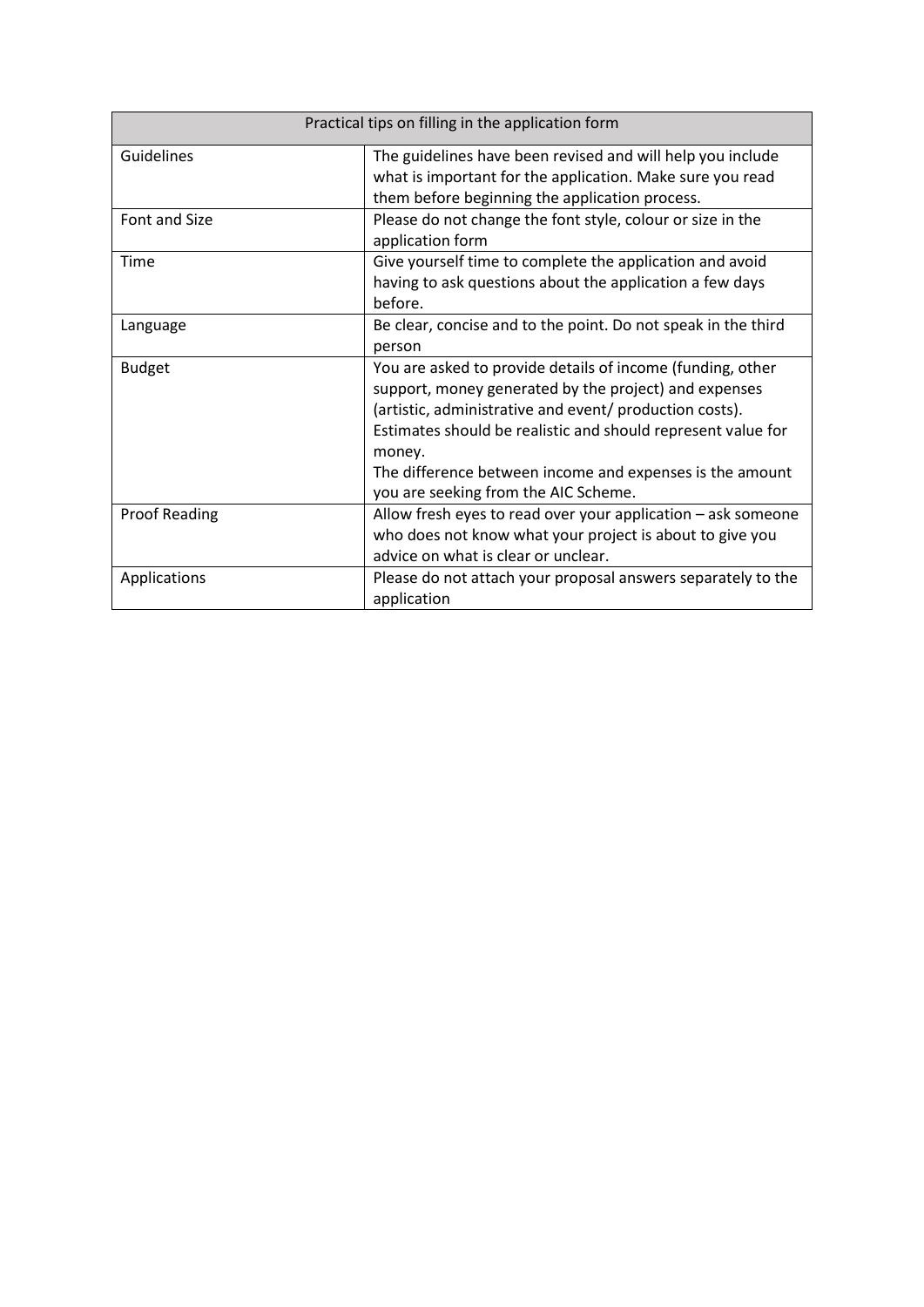| Practical tips on filling in the application form | |
|---|---|
| Guidelines | The guidelines have been revised and will help you include what is important for the application. Make sure you read them before beginning the application process. |
| Font and Size | Please do not change the font style, colour or size in the application form |
| Time | Give yourself time to complete the application and avoid having to ask questions about the application a few days before. |
| Language | Be clear, concise and to the point. Do not speak in the third person |
| Budget | You are asked to provide details of income (funding, other support, money generated by the project) and expenses (artistic, administrative and event/ production costs). Estimates should be realistic and should represent value for money. The difference between income and expenses is the amount you are seeking from the AIC Scheme. |
| Proof Reading | Allow fresh eyes to read over your application – ask someone who does not know what your project is about to give you advice on what is clear or unclear. |
| Applications | Please do not attach your proposal answers separately to the application |